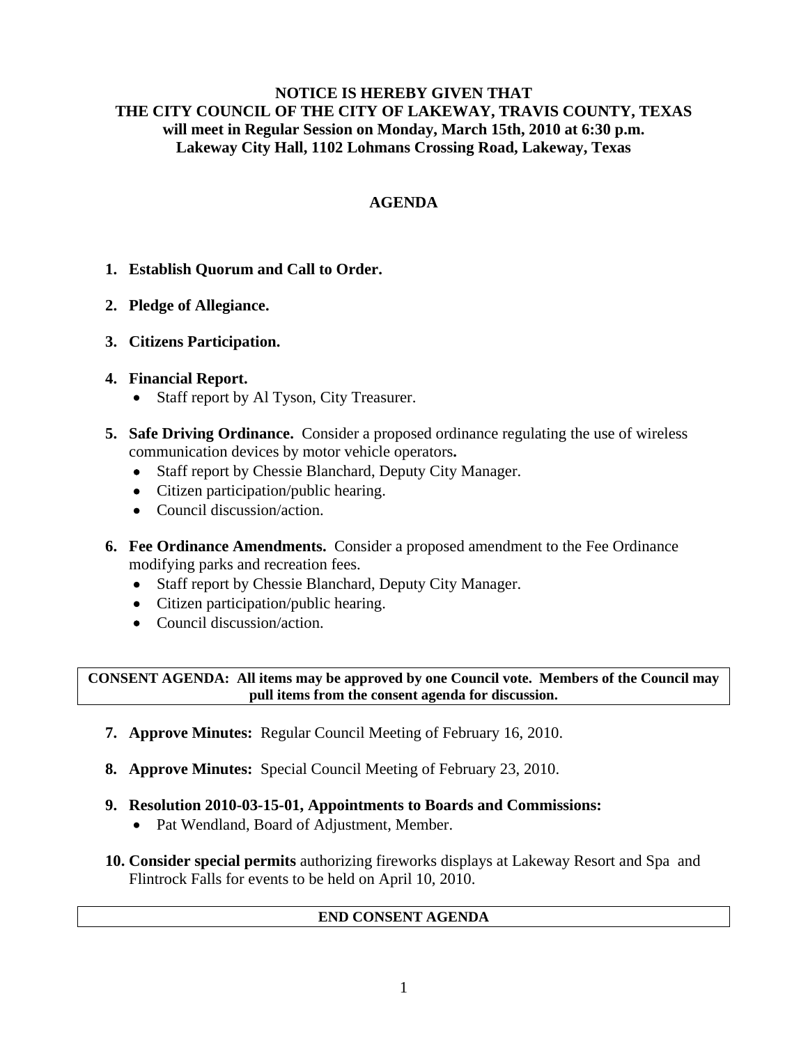**NOTICE IS HEREBY GIVEN THAT**
**THE CITY COUNCIL OF THE CITY OF LAKEWAY, TRAVIS COUNTY, TEXAS**
**will meet in Regular Session on Monday, March 15th, 2010 at 6:30 p.m.**
**Lakeway City Hall, 1102 Lohmans Crossing Road, Lakeway, Texas**

# AGENDA

1. **Establish Quorum and Call to Order.**

2. **Pledge of Allegiance.**

3. **Citizens Participation.**

4. **Financial Report.**
   - Staff report by Al Tyson, City Treasurer.

5. **Safe Driving Ordinance.** Consider a proposed ordinance regulating the use of wireless communication devices by motor vehicle operators**.**
   - Staff report by Chessie Blanchard, Deputy City Manager.
   - Citizen participation/public hearing.
   - Council discussion/action.

6. **Fee Ordinance Amendments.** Consider a proposed amendment to the Fee Ordinance modifying parks and recreation fees.
   - Staff report by Chessie Blanchard, Deputy City Manager.
   - Citizen participation/public hearing.
   - Council discussion/action.

**CONSENT AGENDA: All items may be approved by one Council vote. Members of the Council may pull items from the consent agenda for discussion.**

7. **Approve Minutes:** Regular Council Meeting of February 16, 2010.

8. **Approve Minutes:** Special Council Meeting of February 23, 2010.

9. **Resolution 2010-03-15-01, Appointments to Boards and Commissions:**
   - Pat Wendland, Board of Adjustment, Member.

10. **Consider special permits** authorizing fireworks displays at Lakeway Resort and Spa and Flintrock Falls for events to be held on April 10, 2010.

**END CONSENT AGENDA**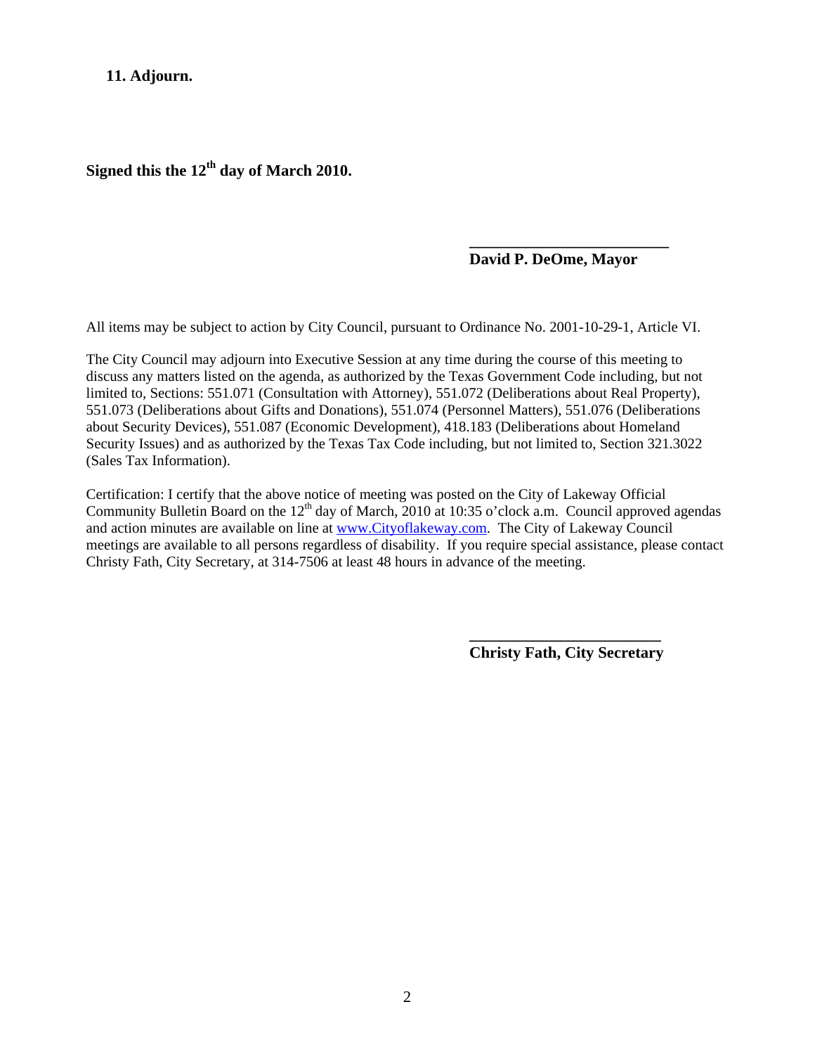**11. Adjourn.**

**Signed this the 12th day of March 2010.**

**\_\_\_\_\_\_\_\_\_\_\_\_\_\_\_\_\_\_\_\_\_\_\_\_\_**
**David P. DeOme, Mayor**

All items may be subject to action by City Council, pursuant to Ordinance No. 2001-10-29-1, Article VI.

The City Council may adjourn into Executive Session at any time during the course of this meeting to discuss any matters listed on the agenda, as authorized by the Texas Government Code including, but not limited to, Sections: 551.071 (Consultation with Attorney), 551.072 (Deliberations about Real Property), 551.073 (Deliberations about Gifts and Donations), 551.074 (Personnel Matters), 551.076 (Deliberations about Security Devices), 551.087 (Economic Development), 418.183 (Deliberations about Homeland Security Issues) and as authorized by the Texas Tax Code including, but not limited to, Section 321.3022 (Sales Tax Information).

Certification: I certify that the above notice of meeting was posted on the City of Lakeway Official Community Bulletin Board on the 12th day of March, 2010 at 10:35 o'clock a.m. Council approved agendas and action minutes are available on line at www.Cityoflakeway.com. The City of Lakeway Council meetings are available to all persons regardless of disability. If you require special assistance, please contact Christy Fath, City Secretary, at 314-7506 at least 48 hours in advance of the meeting.

**\_\_\_\_\_\_\_\_\_\_\_\_\_\_\_\_\_\_\_\_\_\_\_\_\_**
**Christy Fath, City Secretary**